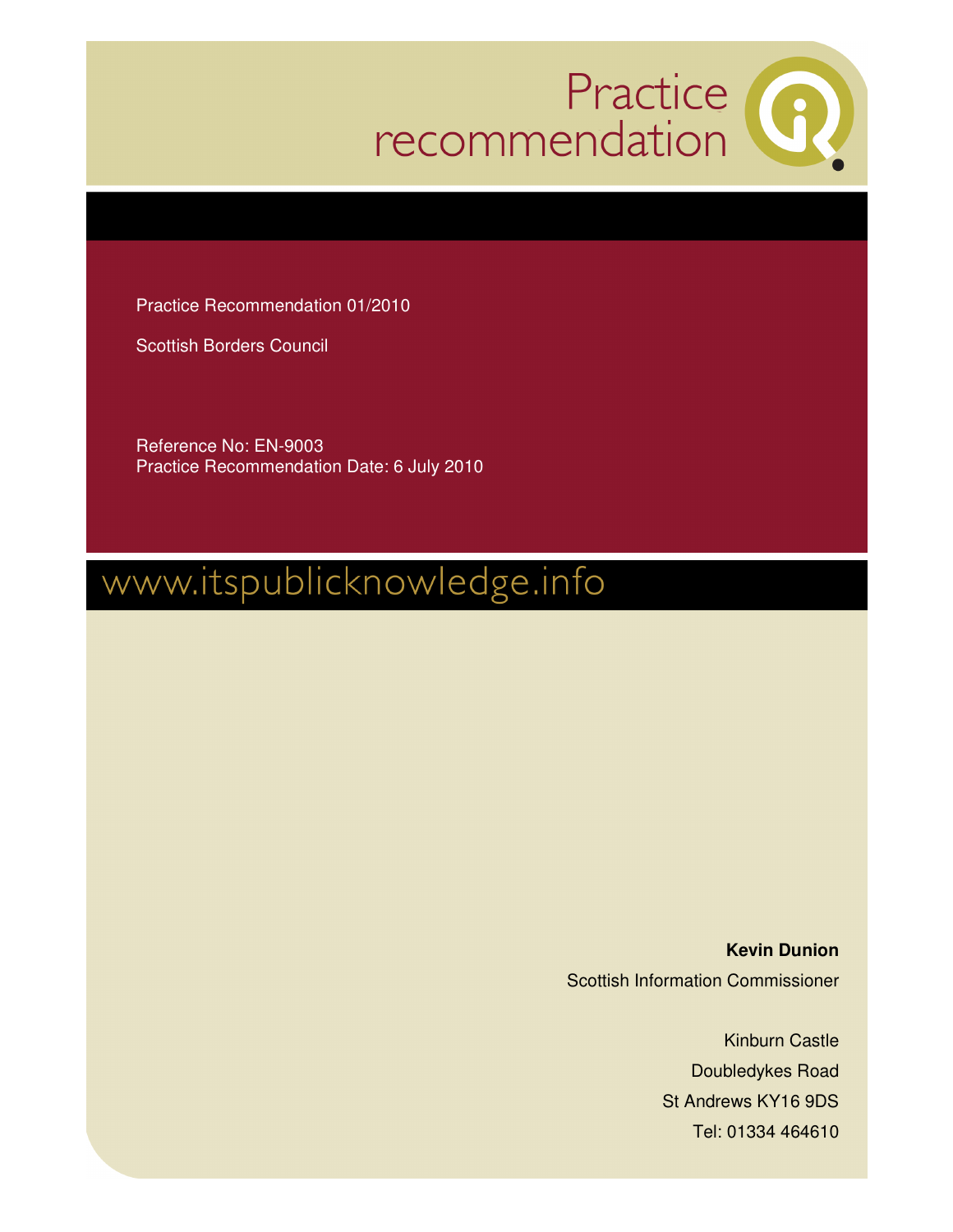# Practice recommendation

Practice Recommendation 01/2010

Scottish Borders Council

Reference No: EN-9003

Practice Recommendation Date: 6 July 2010

www.itspublicknowledge.info

**Kevin Dunion**

Scottish Information Commissioner

Kinburn Castle

Doubledykes Road

St Andrews KY16 9DS

Tel: 01334 464610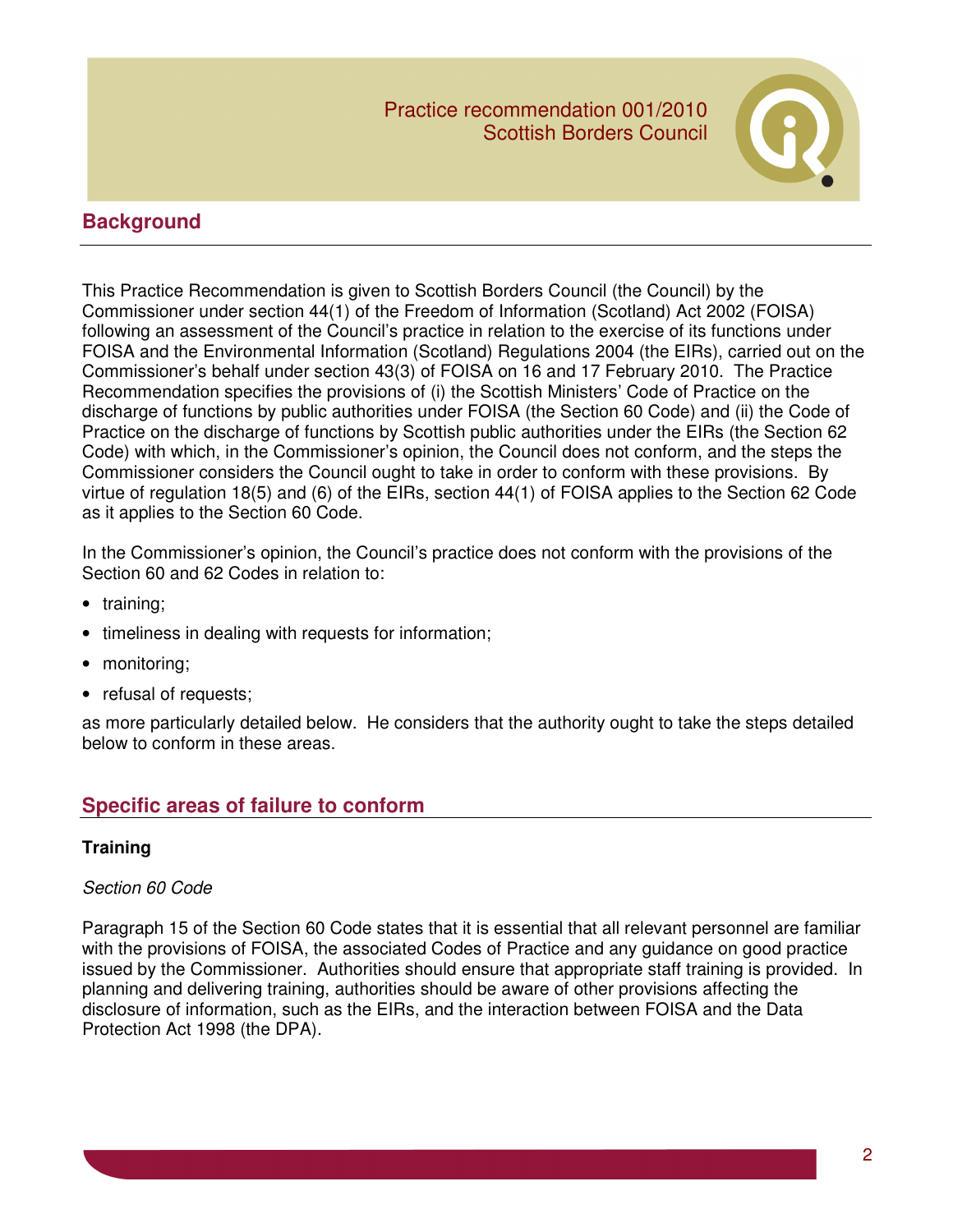Practice recommendation 001/2010
Scottish Borders Council

## Background

This Practice Recommendation is given to Scottish Borders Council (the Council) by the Commissioner under section 44(1) of the Freedom of Information (Scotland) Act 2002 (FOISA) following an assessment of the Council's practice in relation to the exercise of its functions under FOISA and the Environmental Information (Scotland) Regulations 2004 (the EIRs), carried out on the Commissioner's behalf under section 43(3) of FOISA on 16 and 17 February 2010. The Practice Recommendation specifies the provisions of (i) the Scottish Ministers' Code of Practice on the discharge of functions by public authorities under FOISA (the Section 60 Code) and (ii) the Code of Practice on the discharge of functions by Scottish public authorities under the EIRs (the Section 62 Code) with which, in the Commissioner's opinion, the Council does not conform, and the steps the Commissioner considers the Council ought to take in order to conform with these provisions. By virtue of regulation 18(5) and (6) of the EIRs, section 44(1) of FOISA applies to the Section 62 Code as it applies to the Section 60 Code.

In the Commissioner's opinion, the Council's practice does not conform with the provisions of the Section 60 and 62 Codes in relation to:

- training;
- timeliness in dealing with requests for information;
- monitoring;
- refusal of requests;

as more particularly detailed below. He considers that the authority ought to take the steps detailed below to conform in these areas.

## Specific areas of failure to conform

### Training

*Section 60 Code*

Paragraph 15 of the Section 60 Code states that it is essential that all relevant personnel are familiar with the provisions of FOISA, the associated Codes of Practice and any guidance on good practice issued by the Commissioner. Authorities should ensure that appropriate staff training is provided. In planning and delivering training, authorities should be aware of other provisions affecting the disclosure of information, such as the EIRs, and the interaction between FOISA and the Data Protection Act 1998 (the DPA).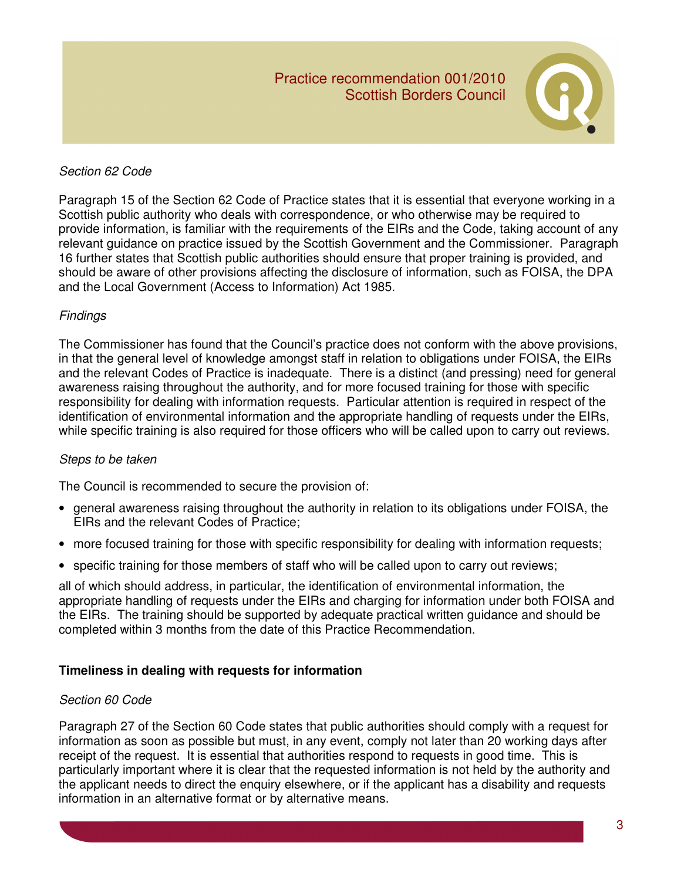*Section 62 Code*

Paragraph 15 of the Section 62 Code of Practice states that it is essential that everyone working in a Scottish public authority who deals with correspondence, or who otherwise may be required to provide information, is familiar with the requirements of the EIRs and the Code, taking account of any relevant guidance on practice issued by the Scottish Government and the Commissioner. Paragraph 16 further states that Scottish public authorities should ensure that proper training is provided, and should be aware of other provisions affecting the disclosure of information, such as FOISA, the DPA and the Local Government (Access to Information) Act 1985.

*Findings*

The Commissioner has found that the Council's practice does not conform with the above provisions, in that the general level of knowledge amongst staff in relation to obligations under FOISA, the EIRs and the relevant Codes of Practice is inadequate. There is a distinct (and pressing) need for general awareness raising throughout the authority, and for more focused training for those with specific responsibility for dealing with information requests. Particular attention is required in respect of the identification of environmental information and the appropriate handling of requests under the EIRs, while specific training is also required for those officers who will be called upon to carry out reviews.

*Steps to be taken*

The Council is recommended to secure the provision of:

- general awareness raising throughout the authority in relation to its obligations under FOISA, the EIRs and the relevant Codes of Practice;
- more focused training for those with specific responsibility for dealing with information requests;
- specific training for those members of staff who will be called upon to carry out reviews;

all of which should address, in particular, the identification of environmental information, the appropriate handling of requests under the EIRs and charging for information under both FOISA and the EIRs. The training should be supported by adequate practical written guidance and should be completed within 3 months from the date of this Practice Recommendation.

**Timeliness in dealing with requests for information**

*Section 60 Code*

Paragraph 27 of the Section 60 Code states that public authorities should comply with a request for information as soon as possible but must, in any event, comply not later than 20 working days after receipt of the request. It is essential that authorities respond to requests in good time. This is particularly important where it is clear that the requested information is not held by the authority and the applicant needs to direct the enquiry elsewhere, or if the applicant has a disability and requests information in an alternative format or by alternative means.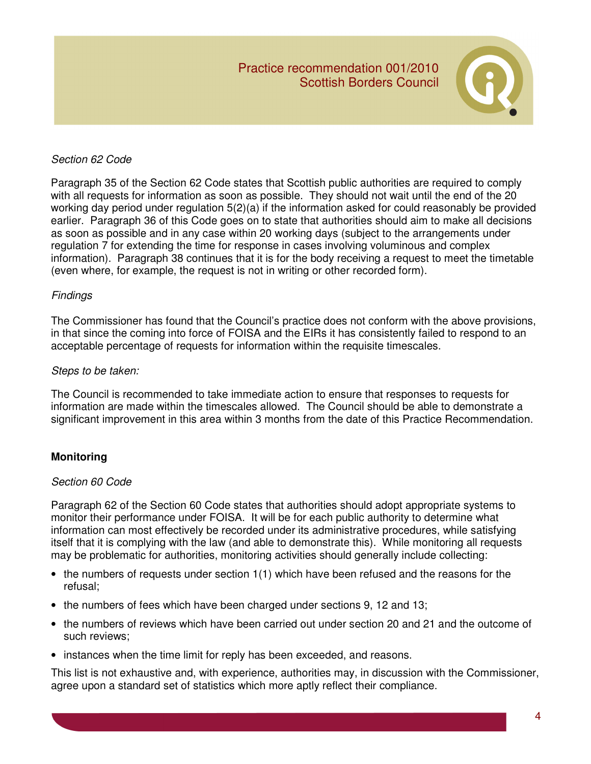*Section 62 Code*

Paragraph 35 of the Section 62 Code states that Scottish public authorities are required to comply with all requests for information as soon as possible. They should not wait until the end of the 20 working day period under regulation 5(2)(a) if the information asked for could reasonably be provided earlier. Paragraph 36 of this Code goes on to state that authorities should aim to make all decisions as soon as possible and in any case within 20 working days (subject to the arrangements under regulation 7 for extending the time for response in cases involving voluminous and complex information). Paragraph 38 continues that it is for the body receiving a request to meet the timetable (even where, for example, the request is not in writing or other recorded form).

*Findings*

The Commissioner has found that the Council's practice does not conform with the above provisions, in that since the coming into force of FOISA and the EIRs it has consistently failed to respond to an acceptable percentage of requests for information within the requisite timescales.

*Steps to be taken:*

The Council is recommended to take immediate action to ensure that responses to requests for information are made within the timescales allowed. The Council should be able to demonstrate a significant improvement in this area within 3 months from the date of this Practice Recommendation.

**Monitoring**

*Section 60 Code*

Paragraph 62 of the Section 60 Code states that authorities should adopt appropriate systems to monitor their performance under FOISA. It will be for each public authority to determine what information can most effectively be recorded under its administrative procedures, while satisfying itself that it is complying with the law (and able to demonstrate this). While monitoring all requests may be problematic for authorities, monitoring activities should generally include collecting:

- the numbers of requests under section 1(1) which have been refused and the reasons for the refusal;
- the numbers of fees which have been charged under sections 9, 12 and 13;
- the numbers of reviews which have been carried out under section 20 and 21 and the outcome of such reviews;
- instances when the time limit for reply has been exceeded, and reasons.

This list is not exhaustive and, with experience, authorities may, in discussion with the Commissioner, agree upon a standard set of statistics which more aptly reflect their compliance.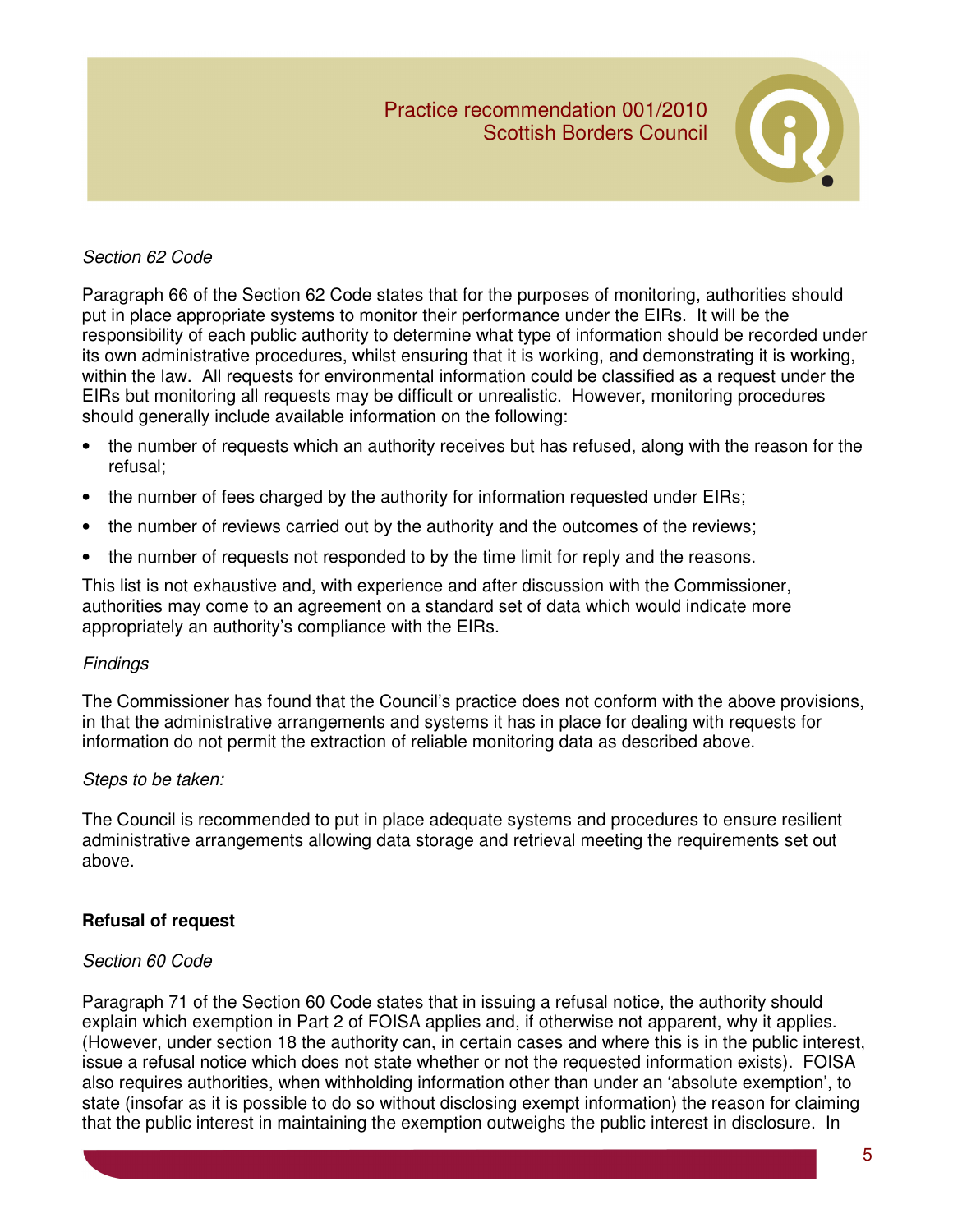*Section 62 Code*

Paragraph 66 of the Section 62 Code states that for the purposes of monitoring, authorities should put in place appropriate systems to monitor their performance under the EIRs. It will be the responsibility of each public authority to determine what type of information should be recorded under its own administrative procedures, whilst ensuring that it is working, and demonstrating it is working, within the law. All requests for environmental information could be classified as a request under the EIRs but monitoring all requests may be difficult or unrealistic. However, monitoring procedures should generally include available information on the following:

- the number of requests which an authority receives but has refused, along with the reason for the refusal;
- the number of fees charged by the authority for information requested under EIRs;
- the number of reviews carried out by the authority and the outcomes of the reviews;
- the number of requests not responded to by the time limit for reply and the reasons.

This list is not exhaustive and, with experience and after discussion with the Commissioner, authorities may come to an agreement on a standard set of data which would indicate more appropriately an authority's compliance with the EIRs.

*Findings*

The Commissioner has found that the Council's practice does not conform with the above provisions, in that the administrative arrangements and systems it has in place for dealing with requests for information do not permit the extraction of reliable monitoring data as described above.

*Steps to be taken:*

The Council is recommended to put in place adequate systems and procedures to ensure resilient administrative arrangements allowing data storage and retrieval meeting the requirements set out above.

**Refusal of request**

*Section 60 Code*

Paragraph 71 of the Section 60 Code states that in issuing a refusal notice, the authority should explain which exemption in Part 2 of FOISA applies and, if otherwise not apparent, why it applies. (However, under section 18 the authority can, in certain cases and where this is in the public interest, issue a refusal notice which does not state whether or not the requested information exists). FOISA also requires authorities, when withholding information other than under an 'absolute exemption', to state (insofar as it is possible to do so without disclosing exempt information) the reason for claiming that the public interest in maintaining the exemption outweighs the public interest in disclosure. In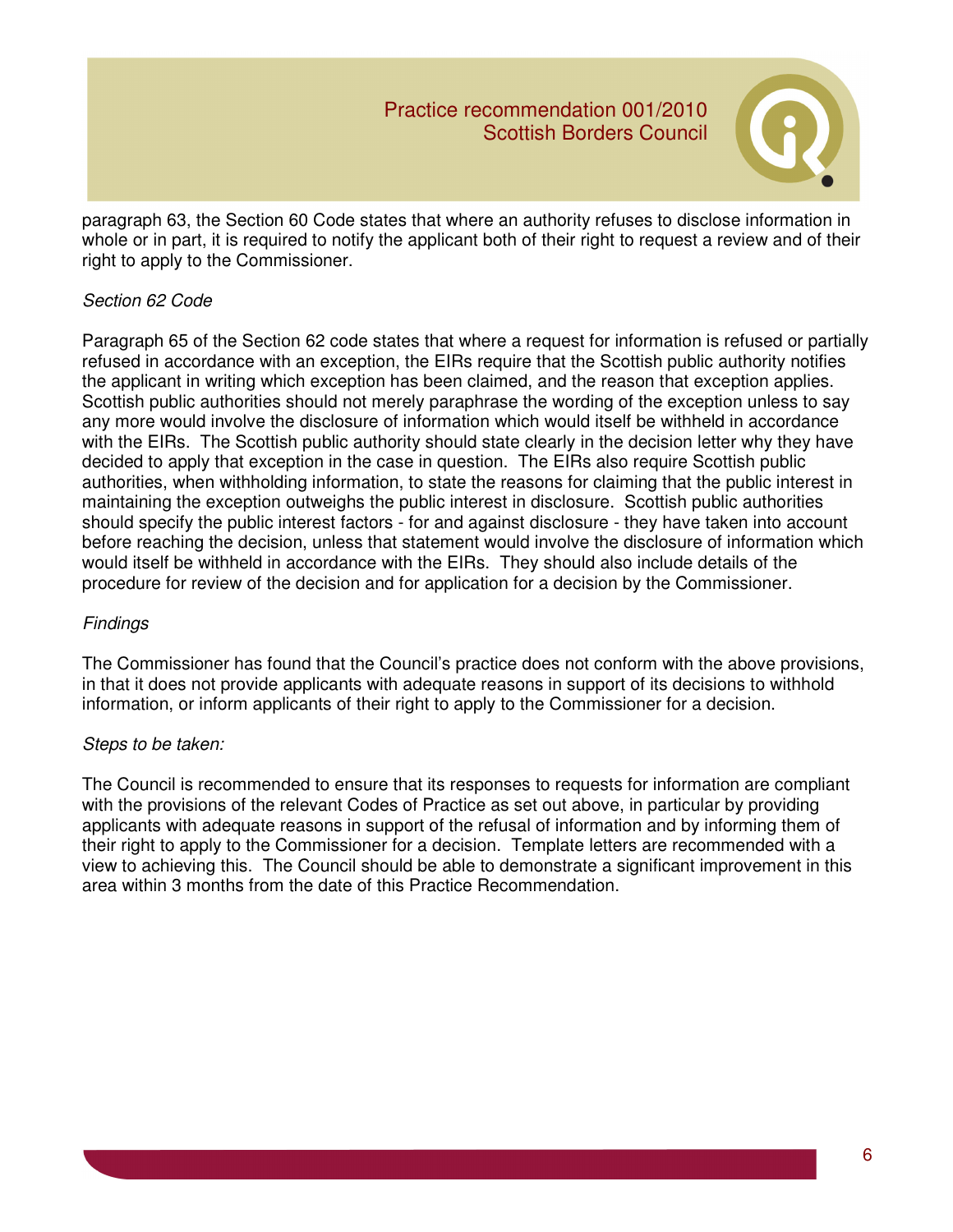paragraph 63, the Section 60 Code states that where an authority refuses to disclose information in whole or in part, it is required to notify the applicant both of their right to request a review and of their right to apply to the Commissioner.

*Section 62 Code*

Paragraph 65 of the Section 62 code states that where a request for information is refused or partially refused in accordance with an exception, the EIRs require that the Scottish public authority notifies the applicant in writing which exception has been claimed, and the reason that exception applies. Scottish public authorities should not merely paraphrase the wording of the exception unless to say any more would involve the disclosure of information which would itself be withheld in accordance with the EIRs. The Scottish public authority should state clearly in the decision letter why they have decided to apply that exception in the case in question. The EIRs also require Scottish public authorities, when withholding information, to state the reasons for claiming that the public interest in maintaining the exception outweighs the public interest in disclosure. Scottish public authorities should specify the public interest factors - for and against disclosure - they have taken into account before reaching the decision, unless that statement would involve the disclosure of information which would itself be withheld in accordance with the EIRs. They should also include details of the procedure for review of the decision and for application for a decision by the Commissioner.

*Findings*

The Commissioner has found that the Council's practice does not conform with the above provisions, in that it does not provide applicants with adequate reasons in support of its decisions to withhold information, or inform applicants of their right to apply to the Commissioner for a decision.

*Steps to be taken:*

The Council is recommended to ensure that its responses to requests for information are compliant with the provisions of the relevant Codes of Practice as set out above, in particular by providing applicants with adequate reasons in support of the refusal of information and by informing them of their right to apply to the Commissioner for a decision. Template letters are recommended with a view to achieving this. The Council should be able to demonstrate a significant improvement in this area within 3 months from the date of this Practice Recommendation.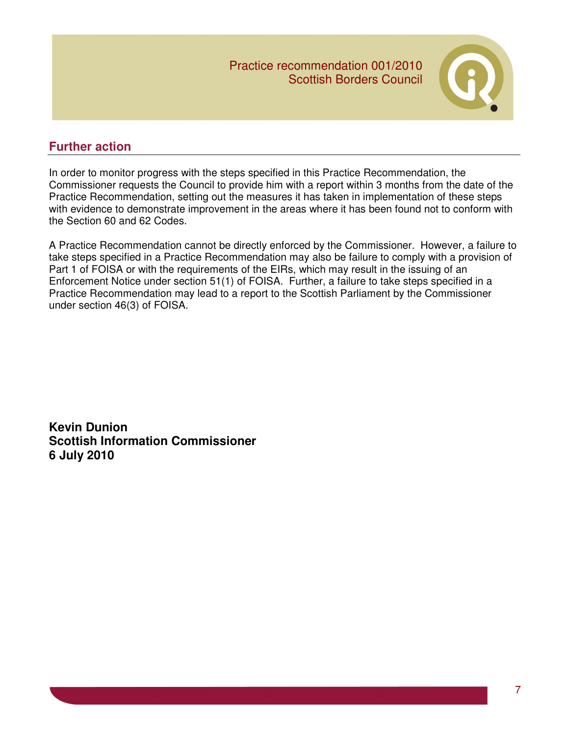## Further action

In order to monitor progress with the steps specified in this Practice Recommendation, the Commissioner requests the Council to provide him with a report within 3 months from the date of the Practice Recommendation, setting out the measures it has taken in implementation of these steps with evidence to demonstrate improvement in the areas where it has been found not to conform with the Section 60 and 62 Codes.

A Practice Recommendation cannot be directly enforced by the Commissioner. However, a failure to take steps specified in a Practice Recommendation may also be failure to comply with a provision of Part 1 of FOISA or with the requirements of the EIRs, which may result in the issuing of an Enforcement Notice under section 51(1) of FOISA. Further, a failure to take steps specified in a Practice Recommendation may lead to a report to the Scottish Parliament by the Commissioner under section 46(3) of FOISA.

**Kevin Dunion**
**Scottish Information Commissioner**
**6 July 2010**